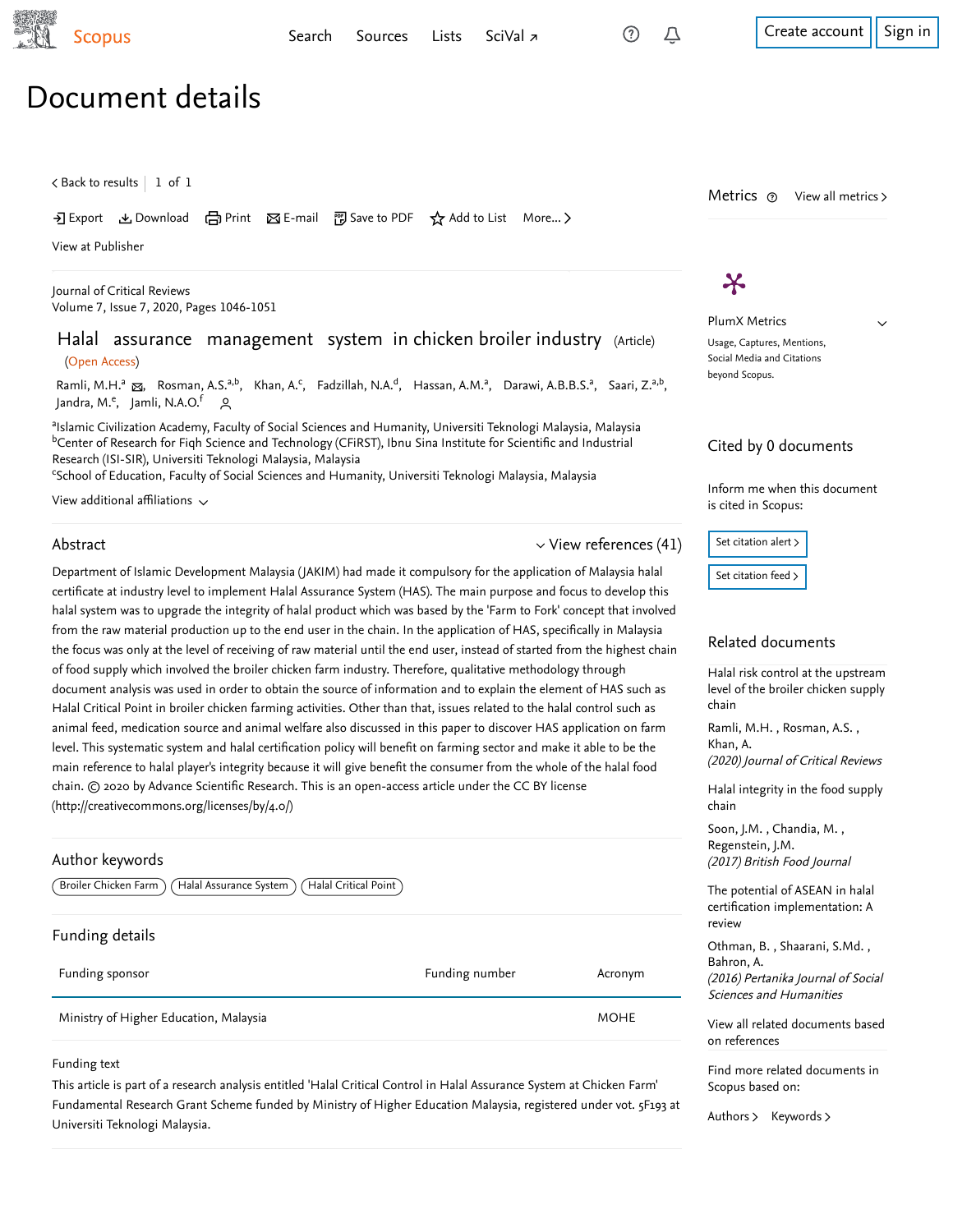# Document details

< Back to results | 1 of 1

Export | Download | Print | E-mail | Save to PDF | Add to List | More...

View at Publisher

Journal of Critical Reviews
Volume 7, Issue 7, 2020, Pages 1046-1051

## Halal assurance management system in chicken broiler industry (Article)

(Open Access)

Ramli, M.H.[a], Rosman, A.S.[a,b], Khan, A.[c], Fadzillah, N.A.[d], Hassan, A.M.[a], Darawi, A.B.B.S.[a], Saari, Z.[a,b], Jandra, M.[e], Jamli, N.A.O.[f]

[a]Islamic Civilization Academy, Faculty of Social Sciences and Humanity, Universiti Teknologi Malaysia, Malaysia
[b]Center of Research for Fiqh Science and Technology (CFiRST), Ibnu Sina Institute for Scientific and Industrial Research (ISI-SIR), Universiti Teknologi Malaysia, Malaysia
[c]School of Education, Faculty of Social Sciences and Humanity, Universiti Teknologi Malaysia, Malaysia

View additional affiliations

### Abstract

View references (41)

Department of Islamic Development Malaysia (JAKIM) had made it compulsory for the application of Malaysia halal certificate at industry level to implement Halal Assurance System (HAS). The main purpose and focus to develop this halal system was to upgrade the integrity of halal product which was based by the 'Farm to Fork' concept that involved from the raw material production up to the end user in the chain. In the application of HAS, specifically in Malaysia the focus was only at the level of receiving of raw material until the end user, instead of started from the highest chain of food supply which involved the broiler chicken farm industry. Therefore, qualitative methodology through document analysis was used in order to obtain the source of information and to explain the element of HAS such as Halal Critical Point in broiler chicken farming activities. Other than that, issues related to the halal control such as animal feed, medication source and animal welfare also discussed in this paper to discover HAS application on farm level. This systematic system and halal certification policy will benefit on farming sector and make it able to be the main reference to halal player's integrity because it will give benefit the consumer from the whole of the halal food chain. © 2020 by Advance Scientific Research. This is an open-access article under the CC BY license (http://creativecommons.org/licenses/by/4.0/)

### Author keywords

Broiler Chicken Farm | Halal Assurance System | Halal Critical Point

### Funding details

| Funding sponsor | Funding number | Acronym |
|---|---|---|
| Ministry of Higher Education, Malaysia | | MOHE |

Funding text

This article is part of a research analysis entitled 'Halal Critical Control in Halal Assurance System at Chicken Farm' Fundamental Research Grant Scheme funded by Ministry of Higher Education Malaysia, registered under vot. 5F193 at Universiti Teknologi Malaysia.

### Metrics

View all metrics

PlumX Metrics

Usage, Captures, Mentions, Social Media and Citations beyond Scopus.

### Cited by 0 documents

Inform me when this document is cited in Scopus:

Set citation alert

Set citation feed

### Related documents

Halal risk control at the upstream level of the broiler chicken supply chain

Ramli, M.H. , Rosman, A.S. , Khan, A.
*(2020) Journal of Critical Reviews*

Halal integrity in the food supply chain

Soon, J.M. , Chandia, M. , Regenstein, J.M.
*(2017) British Food Journal*

The potential of ASEAN in halal certification implementation: A review

Othman, B. , Shaarani, S.Md. , Bahron, A.
*(2016) Pertanika Journal of Social Sciences and Humanities*

View all related documents based on references

Find more related documents in Scopus based on:

Authors | Keywords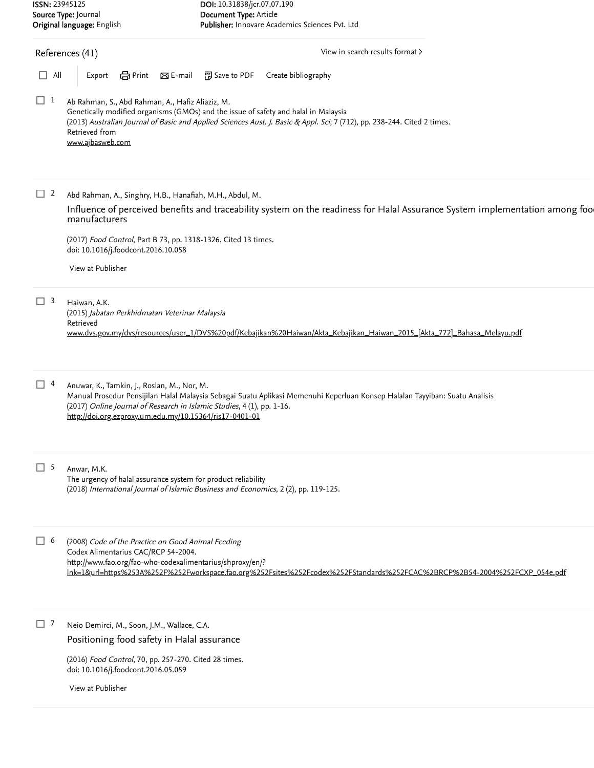**ISSN:** 23945125
**Source Type:** Journal
**Original language:** English

**DOI:** 10.31838/jcr.07.07.190
**Document Type:** Article
**Publisher:** Innovare Academics Sciences Pvt. Ltd

## References (41)

View in search results format >

All | Export | Print | E-mail | Save to PDF | Create bibliography

1. Ab Rahman, S., Abd Rahman, A., Hafiz Aliaziz, M.
   Genetically modified organisms (GMOs) and the issue of safety and halal in Malaysia
   (2013) *Australian Journal of Basic and Applied Sciences Aust. J. Basic & Appl. Sci*, 7 (712), pp. 238-244. Cited 2 times.
   Retrieved from
   www.ajbasweb.com

2. Abd Rahman, A., Singhry, H.B., Hanafiah, M.H., Abdul, M.
   Influence of perceived benefits and traceability system on the readiness for Halal Assurance System implementation among food manufacturers
   (2017) *Food Control*, Part B 73, pp. 1318-1326. Cited 13 times.
   doi: 10.1016/j.foodcont.2016.10.058
   View at Publisher

3. Haiwan, A.K.
   (2015) *Jabatan Perkhidmatan Veterinar Malaysia*
   Retrieved
   www.dvs.gov.my/dvs/resources/user_1/DVS%20pdf/Kebajikan%20Haiwan/Akta_Kebajikan_Haiwan_2015_[Akta_772]_Bahasa_Melayu.pdf

4. Anuwar, K., Tamkin, J., Roslan, M., Nor, M.
   Manual Prosedur Pensijilan Halal Malaysia Sebagai Suatu Aplikasi Memenuhi Keperluan Konsep Halalan Tayyiban: Suatu Analisis
   (2017) *Online Journal of Research in Islamic Studies*, 4 (1), pp. 1-16.
   http://doi.org.ezproxy.um.edu.my/10.15364/ris17-0401-01

5. Anwar, M.K.
   The urgency of halal assurance system for product reliability
   (2018) *International Journal of Islamic Business and Economics*, 2 (2), pp. 119-125.

6. (2008) *Code of the Practice on Good Animal Feeding*
   Codex Alimentarius CAC/RCP 54-2004.
   http://www.fao.org/fao-who-codexalimentarius/shproxy/en/?lnk=1&url=https%253A%252F%252Fworkspace.fao.org%252Fsites%252Fcodex%252FStandards%252FCAC%2BRCP%2B54-2004%252FCXP_054e.pdf

7. Neio Demirci, M., Soon, J.M., Wallace, C.A.
   Positioning food safety in Halal assurance
   (2016) *Food Control*, 70, pp. 257-270. Cited 28 times.
   doi: 10.1016/j.foodcont.2016.05.059
   View at Publisher